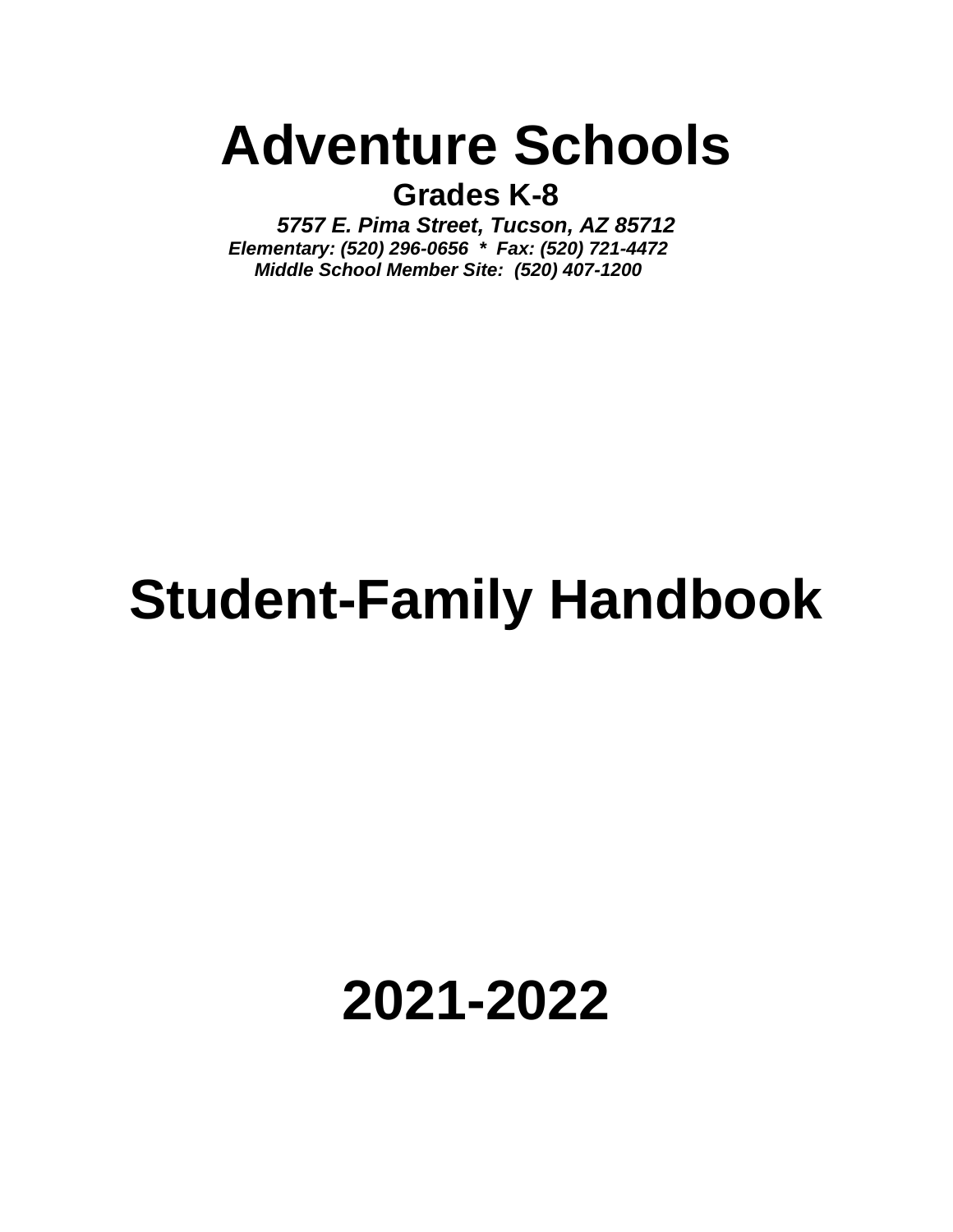# Adventure Schools

**Grades K-8**

***5757 E. Pima Street, Tucson, AZ 85712***

***Elementary: (520) 296-0656 * Fax: (520) 721-4472***

***Middle School Member Site: (520) 407-1200***

# Student-Family Handbook

# 2021-2022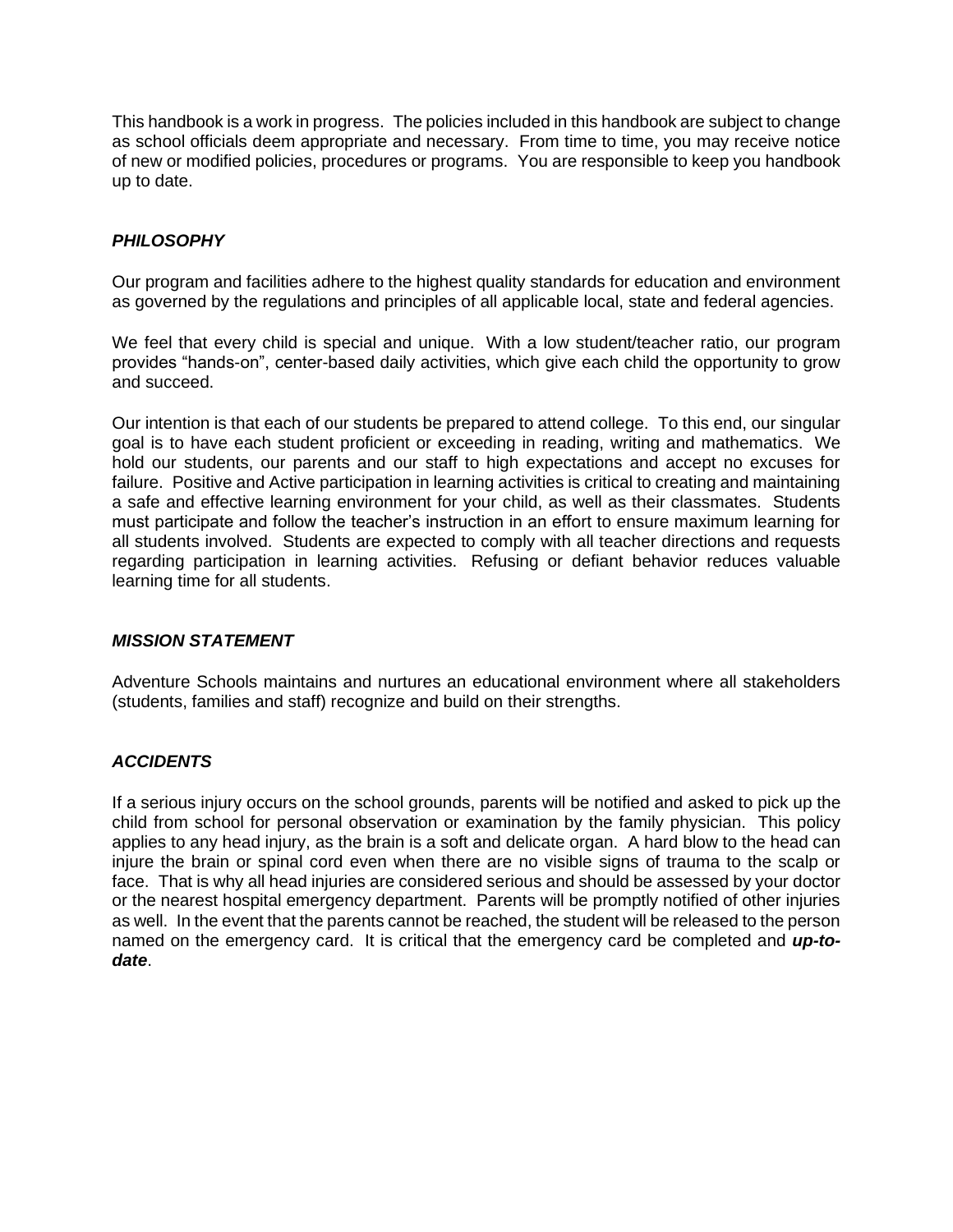This handbook is a work in progress. The policies included in this handbook are subject to change as school officials deem appropriate and necessary. From time to time, you may receive notice of new or modified policies, procedures or programs. You are responsible to keep you handbook up to date.

### *PHILOSOPHY*

Our program and facilities adhere to the highest quality standards for education and environment as governed by the regulations and principles of all applicable local, state and federal agencies.

We feel that every child is special and unique. With a low student/teacher ratio, our program provides "hands-on", center-based daily activities, which give each child the opportunity to grow and succeed.

Our intention is that each of our students be prepared to attend college. To this end, our singular goal is to have each student proficient or exceeding in reading, writing and mathematics. We hold our students, our parents and our staff to high expectations and accept no excuses for failure. Positive and Active participation in learning activities is critical to creating and maintaining a safe and effective learning environment for your child, as well as their classmates. Students must participate and follow the teacher's instruction in an effort to ensure maximum learning for all students involved. Students are expected to comply with all teacher directions and requests regarding participation in learning activities. Refusing or defiant behavior reduces valuable learning time for all students.

### *MISSION STATEMENT*

Adventure Schools maintains and nurtures an educational environment where all stakeholders (students, families and staff) recognize and build on their strengths.

### *ACCIDENTS*

If a serious injury occurs on the school grounds, parents will be notified and asked to pick up the child from school for personal observation or examination by the family physician. This policy applies to any head injury, as the brain is a soft and delicate organ. A hard blow to the head can injure the brain or spinal cord even when there are no visible signs of trauma to the scalp or face. That is why all head injuries are considered serious and should be assessed by your doctor or the nearest hospital emergency department. Parents will be promptly notified of other injuries as well. In the event that the parents cannot be reached, the student will be released to the person named on the emergency card. It is critical that the emergency card be completed and ***up-to-date***.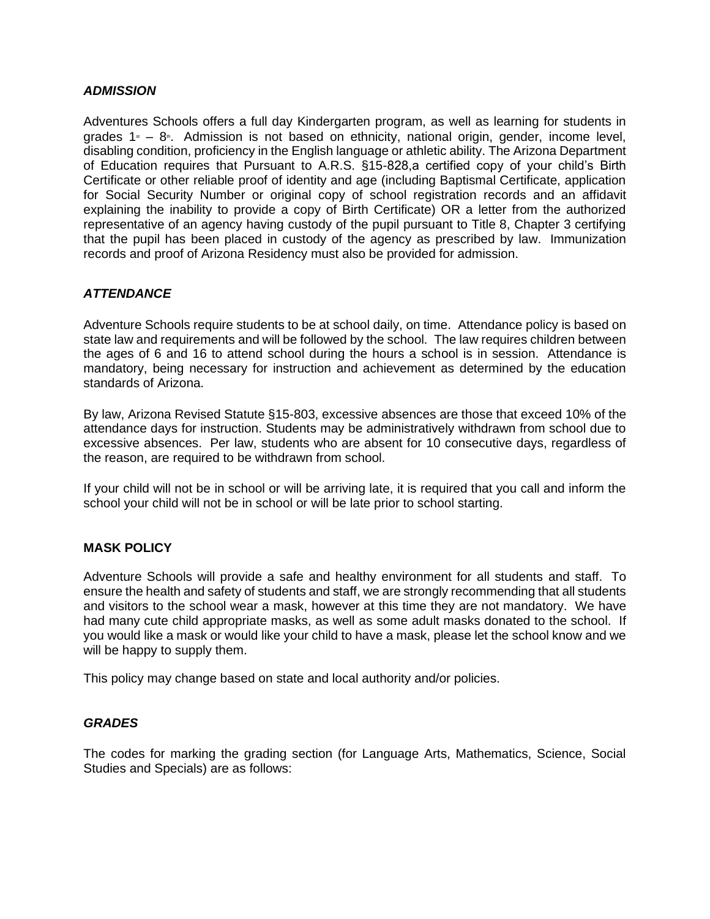### ***ADMISSION***

Adventures Schools offers a full day Kindergarten program, as well as learning for students in grades 1st – 8th. Admission is not based on ethnicity, national origin, gender, income level, disabling condition, proficiency in the English language or athletic ability. The Arizona Department of Education requires that Pursuant to A.R.S. §15-828,a certified copy of your child's Birth Certificate or other reliable proof of identity and age (including Baptismal Certificate, application for Social Security Number or original copy of school registration records and an affidavit explaining the inability to provide a copy of Birth Certificate) OR a letter from the authorized representative of an agency having custody of the pupil pursuant to Title 8, Chapter 3 certifying that the pupil has been placed in custody of the agency as prescribed by law. Immunization records and proof of Arizona Residency must also be provided for admission.

### ***ATTENDANCE***

Adventure Schools require students to be at school daily, on time. Attendance policy is based on state law and requirements and will be followed by the school. The law requires children between the ages of 6 and 16 to attend school during the hours a school is in session. Attendance is mandatory, being necessary for instruction and achievement as determined by the education standards of Arizona.

By law, Arizona Revised Statute §15-803, excessive absences are those that exceed 10% of the attendance days for instruction. Students may be administratively withdrawn from school due to excessive absences. Per law, students who are absent for 10 consecutive days, regardless of the reason, are required to be withdrawn from school.

If your child will not be in school or will be arriving late, it is required that you call and inform the school your child will not be in school or will be late prior to school starting.

### **MASK POLICY**

Adventure Schools will provide a safe and healthy environment for all students and staff. To ensure the health and safety of students and staff, we are strongly recommending that all students and visitors to the school wear a mask, however at this time they are not mandatory. We have had many cute child appropriate masks, as well as some adult masks donated to the school. If you would like a mask or would like your child to have a mask, please let the school know and we will be happy to supply them.

This policy may change based on state and local authority and/or policies.

### ***GRADES***

The codes for marking the grading section (for Language Arts, Mathematics, Science, Social Studies and Specials) are as follows: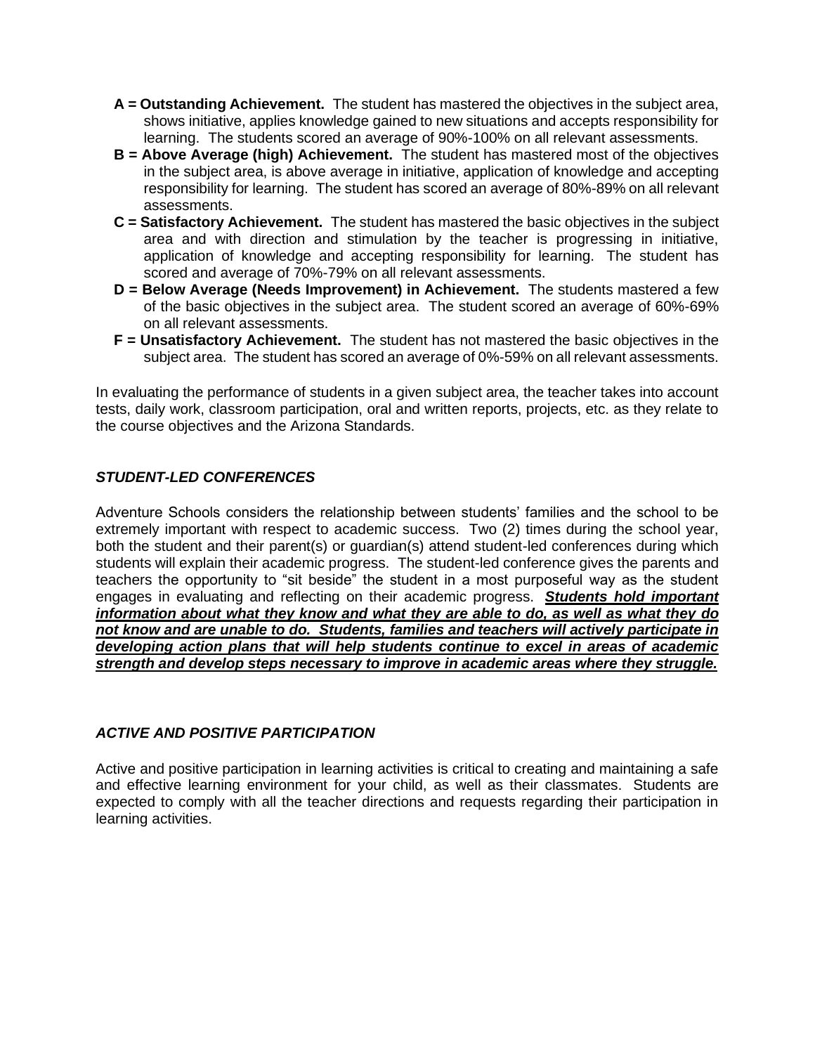- **A = Outstanding Achievement.** The student has mastered the objectives in the subject area, shows initiative, applies knowledge gained to new situations and accepts responsibility for learning. The students scored an average of 90%-100% on all relevant assessments.
- **B = Above Average (high) Achievement.** The student has mastered most of the objectives in the subject area, is above average in initiative, application of knowledge and accepting responsibility for learning. The student has scored an average of 80%-89% on all relevant assessments.
- **C = Satisfactory Achievement.** The student has mastered the basic objectives in the subject area and with direction and stimulation by the teacher is progressing in initiative, application of knowledge and accepting responsibility for learning. The student has scored and average of 70%-79% on all relevant assessments.
- **D = Below Average (Needs Improvement) in Achievement.** The students mastered a few of the basic objectives in the subject area. The student scored an average of 60%-69% on all relevant assessments.
- **F = Unsatisfactory Achievement.** The student has not mastered the basic objectives in the subject area. The student has scored an average of 0%-59% on all relevant assessments.

In evaluating the performance of students in a given subject area, the teacher takes into account tests, daily work, classroom participation, oral and written reports, projects, etc. as they relate to the course objectives and the Arizona Standards.

### *STUDENT-LED CONFERENCES*

Adventure Schools considers the relationship between students' families and the school to be extremely important with respect to academic success. Two (2) times during the school year, both the student and their parent(s) or guardian(s) attend student-led conferences during which students will explain their academic progress. The student-led conference gives the parents and teachers the opportunity to "sit beside" the student in a most purposeful way as the student engages in evaluating and reflecting on their academic progress. <u>***Students hold important information about what they know and what they are able to do, as well as what they do not know and are unable to do. Students, families and teachers will actively participate in developing action plans that will help students continue to excel in areas of academic strength and develop steps necessary to improve in academic areas where they struggle.***</u>

### *ACTIVE AND POSITIVE PARTICIPATION*

Active and positive participation in learning activities is critical to creating and maintaining a safe and effective learning environment for your child, as well as their classmates. Students are expected to comply with all the teacher directions and requests regarding their participation in learning activities.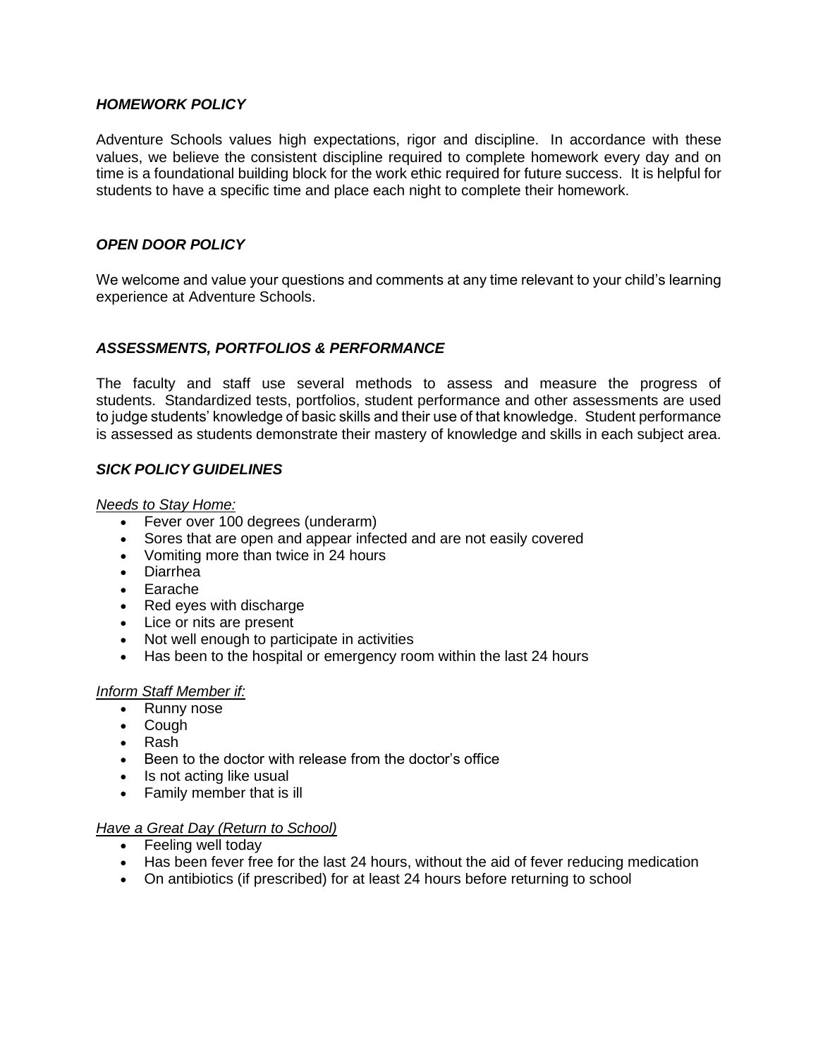### *HOMEWORK POLICY*

Adventure Schools values high expectations, rigor and discipline. In accordance with these values, we believe the consistent discipline required to complete homework every day and on time is a foundational building block for the work ethic required for future success. It is helpful for students to have a specific time and place each night to complete their homework.

### *OPEN DOOR POLICY*

We welcome and value your questions and comments at any time relevant to your child's learning experience at Adventure Schools.

### *ASSESSMENTS, PORTFOLIOS & PERFORMANCE*

The faculty and staff use several methods to assess and measure the progress of students. Standardized tests, portfolios, student performance and other assessments are used to judge students' knowledge of basic skills and their use of that knowledge. Student performance is assessed as students demonstrate their mastery of knowledge and skills in each subject area.

### *SICK POLICY GUIDELINES*

*Needs to Stay Home:*

- Fever over 100 degrees (underarm)
- Sores that are open and appear infected and are not easily covered
- Vomiting more than twice in 24 hours
- Diarrhea
- Earache
- Red eyes with discharge
- Lice or nits are present
- Not well enough to participate in activities
- Has been to the hospital or emergency room within the last 24 hours

*Inform Staff Member if:*

- Runny nose
- Cough
- Rash
- Been to the doctor with release from the doctor's office
- Is not acting like usual
- Family member that is ill

*Have a Great Day (Return to School)*

- Feeling well today
- Has been fever free for the last 24 hours, without the aid of fever reducing medication
- On antibiotics (if prescribed) for at least 24 hours before returning to school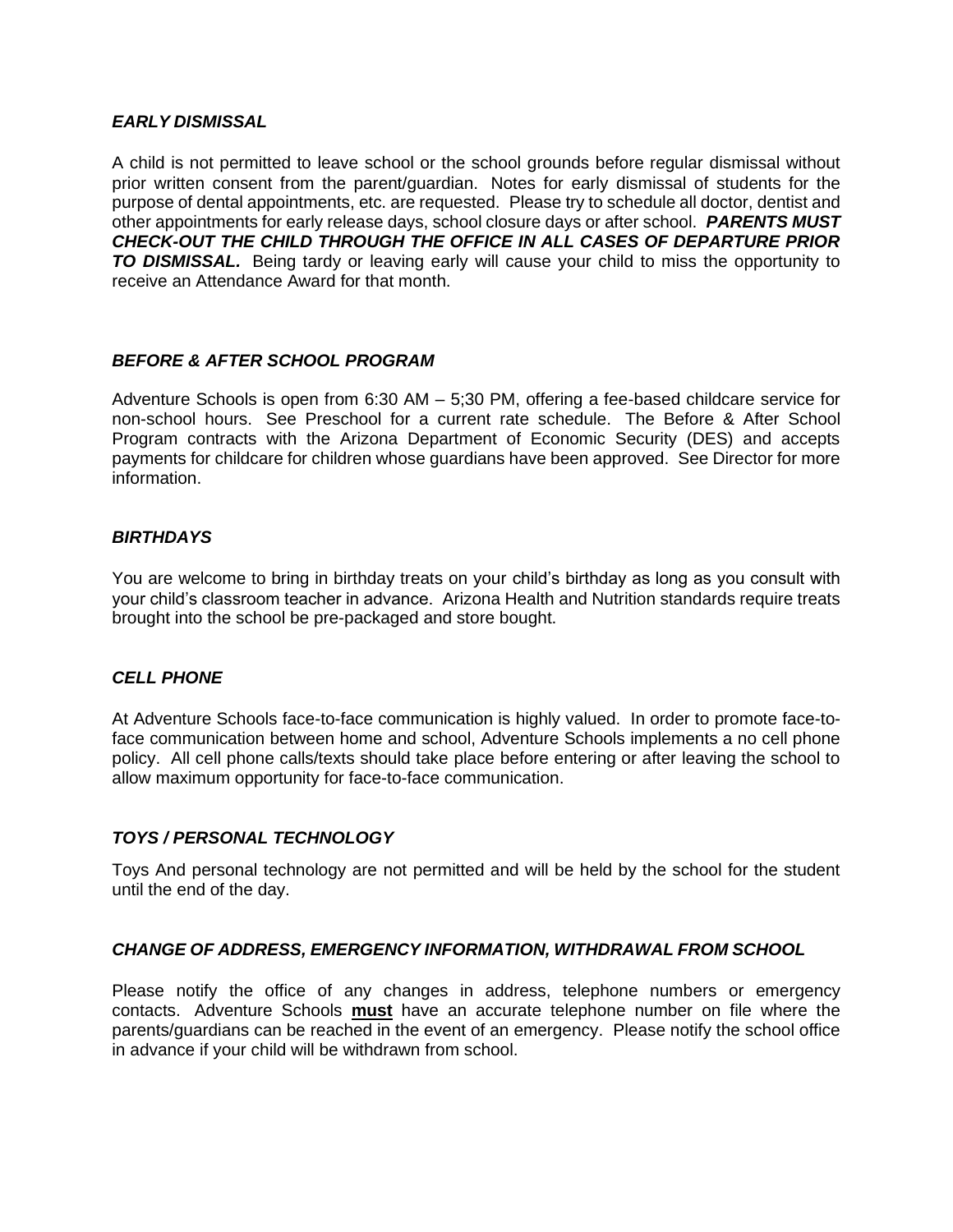### *EARLY DISMISSAL*

A child is not permitted to leave school or the school grounds before regular dismissal without prior written consent from the parent/guardian. Notes for early dismissal of students for the purpose of dental appointments, etc. are requested. Please try to schedule all doctor, dentist and other appointments for early release days, school closure days or after school. ***PARENTS MUST CHECK-OUT THE CHILD THROUGH THE OFFICE IN ALL CASES OF DEPARTURE PRIOR TO DISMISSAL.*** Being tardy or leaving early will cause your child to miss the opportunity to receive an Attendance Award for that month.

### *BEFORE & AFTER SCHOOL PROGRAM*

Adventure Schools is open from 6:30 AM – 5;30 PM, offering a fee-based childcare service for non-school hours. See Preschool for a current rate schedule. The Before & After School Program contracts with the Arizona Department of Economic Security (DES) and accepts payments for childcare for children whose guardians have been approved. See Director for more information.

### *BIRTHDAYS*

You are welcome to bring in birthday treats on your child's birthday as long as you consult with your child's classroom teacher in advance. Arizona Health and Nutrition standards require treats brought into the school be pre-packaged and store bought.

### *CELL PHONE*

At Adventure Schools face-to-face communication is highly valued. In order to promote face-to-face communication between home and school, Adventure Schools implements a no cell phone policy. All cell phone calls/texts should take place before entering or after leaving the school to allow maximum opportunity for face-to-face communication.

### *TOYS / PERSONAL TECHNOLOGY*

Toys And personal technology are not permitted and will be held by the school for the student until the end of the day.

### *CHANGE OF ADDRESS, EMERGENCY INFORMATION, WITHDRAWAL FROM SCHOOL*

Please notify the office of any changes in address, telephone numbers or emergency contacts. Adventure Schools **must** have an accurate telephone number on file where the parents/guardians can be reached in the event of an emergency. Please notify the school office in advance if your child will be withdrawn from school.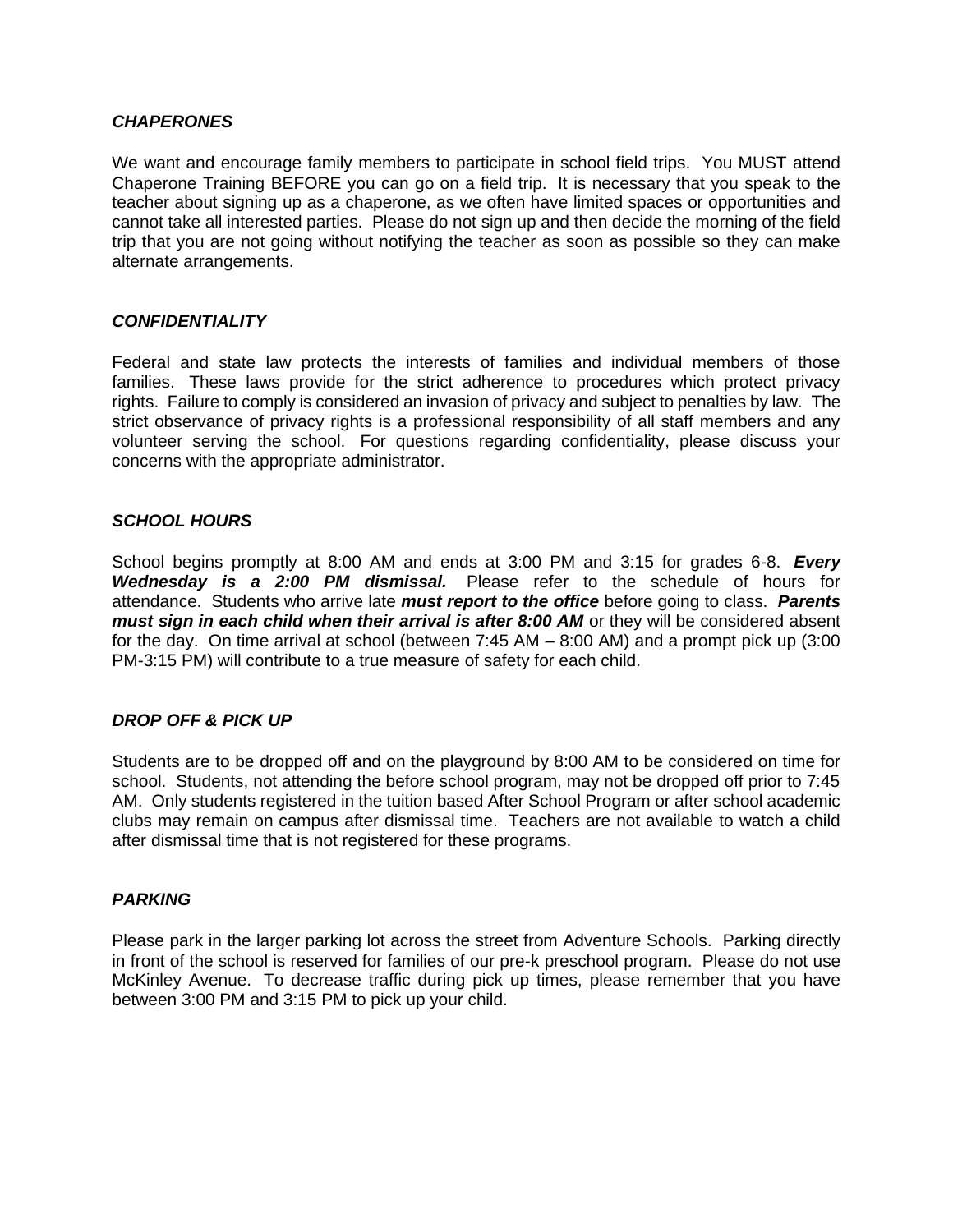### *CHAPERONES*

We want and encourage family members to participate in school field trips. You MUST attend Chaperone Training BEFORE you can go on a field trip. It is necessary that you speak to the teacher about signing up as a chaperone, as we often have limited spaces or opportunities and cannot take all interested parties. Please do not sign up and then decide the morning of the field trip that you are not going without notifying the teacher as soon as possible so they can make alternate arrangements.

### *CONFIDENTIALITY*

Federal and state law protects the interests of families and individual members of those families. These laws provide for the strict adherence to procedures which protect privacy rights. Failure to comply is considered an invasion of privacy and subject to penalties by law. The strict observance of privacy rights is a professional responsibility of all staff members and any volunteer serving the school. For questions regarding confidentiality, please discuss your concerns with the appropriate administrator.

### *SCHOOL HOURS*

School begins promptly at 8:00 AM and ends at 3:00 PM and 3:15 for grades 6-8. ***Every Wednesday is a 2:00 PM dismissal.*** Please refer to the schedule of hours for attendance. Students who arrive late ***must report to the office*** before going to class. ***Parents must sign in each child when their arrival is after 8:00 AM*** or they will be considered absent for the day. On time arrival at school (between 7:45 AM – 8:00 AM) and a prompt pick up (3:00 PM-3:15 PM) will contribute to a true measure of safety for each child.

### *DROP OFF & PICK UP*

Students are to be dropped off and on the playground by 8:00 AM to be considered on time for school. Students, not attending the before school program, may not be dropped off prior to 7:45 AM. Only students registered in the tuition based After School Program or after school academic clubs may remain on campus after dismissal time. Teachers are not available to watch a child after dismissal time that is not registered for these programs.

### *PARKING*

Please park in the larger parking lot across the street from Adventure Schools. Parking directly in front of the school is reserved for families of our pre-k preschool program. Please do not use McKinley Avenue. To decrease traffic during pick up times, please remember that you have between 3:00 PM and 3:15 PM to pick up your child.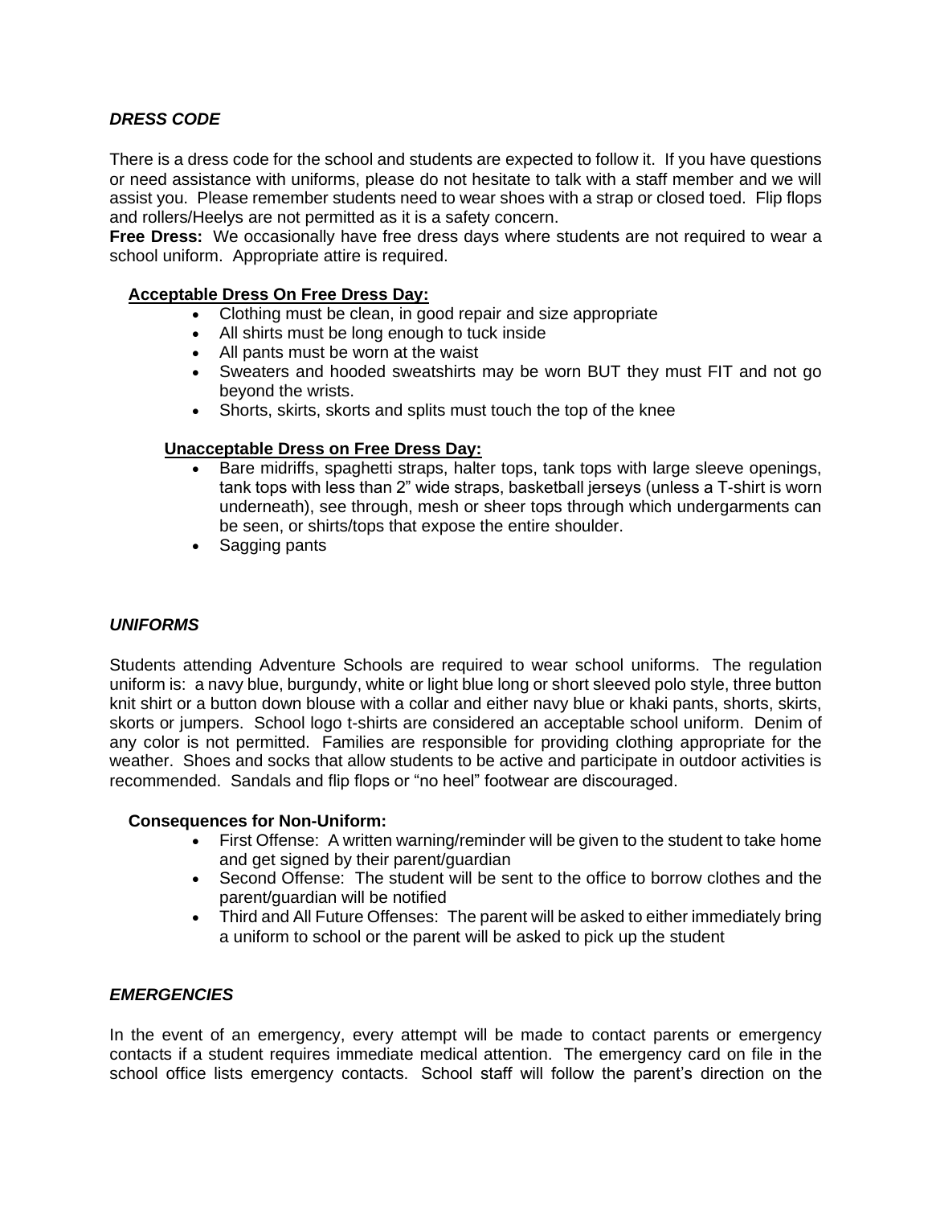### *DRESS CODE*

There is a dress code for the school and students are expected to follow it. If you have questions or need assistance with uniforms, please do not hesitate to talk with a staff member and we will assist you. Please remember students need to wear shoes with a strap or closed toed. Flip flops and rollers/Heelys are not permitted as it is a safety concern.

**Free Dress:** We occasionally have free dress days where students are not required to wear a school uniform. Appropriate attire is required.

**Acceptable Dress On Free Dress Day:**

- Clothing must be clean, in good repair and size appropriate
- All shirts must be long enough to tuck inside
- All pants must be worn at the waist
- Sweaters and hooded sweatshirts may be worn BUT they must FIT and not go beyond the wrists.
- Shorts, skirts, skorts and splits must touch the top of the knee

**Unacceptable Dress on Free Dress Day:**

- Bare midriffs, spaghetti straps, halter tops, tank tops with large sleeve openings, tank tops with less than 2" wide straps, basketball jerseys (unless a T-shirt is worn underneath), see through, mesh or sheer tops through which undergarments can be seen, or shirts/tops that expose the entire shoulder.
- Sagging pants

### *UNIFORMS*

Students attending Adventure Schools are required to wear school uniforms. The regulation uniform is: a navy blue, burgundy, white or light blue long or short sleeved polo style, three button knit shirt or a button down blouse with a collar and either navy blue or khaki pants, shorts, skirts, skorts or jumpers. School logo t-shirts are considered an acceptable school uniform. Denim of any color is not permitted. Families are responsible for providing clothing appropriate for the weather. Shoes and socks that allow students to be active and participate in outdoor activities is recommended. Sandals and flip flops or "no heel" footwear are discouraged.

**Consequences for Non-Uniform:**

- First Offense: A written warning/reminder will be given to the student to take home and get signed by their parent/guardian
- Second Offense: The student will be sent to the office to borrow clothes and the parent/guardian will be notified
- Third and All Future Offenses: The parent will be asked to either immediately bring a uniform to school or the parent will be asked to pick up the student

### *EMERGENCIES*

In the event of an emergency, every attempt will be made to contact parents or emergency contacts if a student requires immediate medical attention. The emergency card on file in the school office lists emergency contacts. School staff will follow the parent's direction on the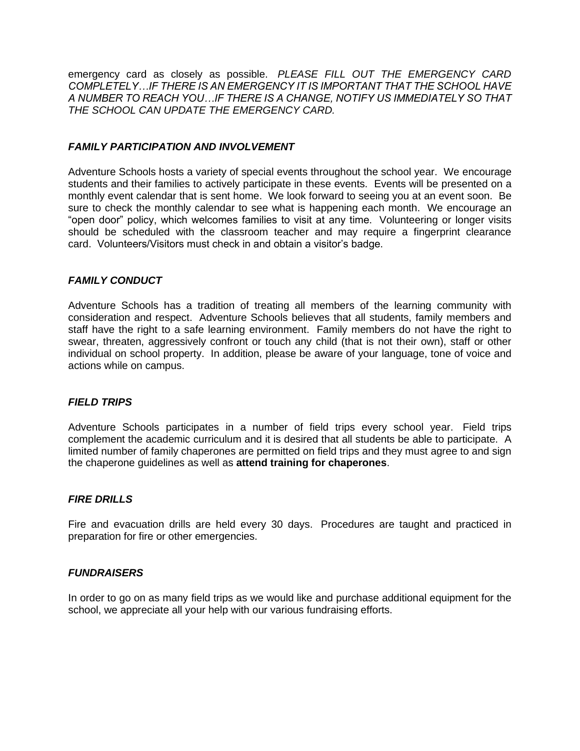emergency card as closely as possible. *PLEASE FILL OUT THE EMERGENCY CARD COMPLETELY…IF THERE IS AN EMERGENCY IT IS IMPORTANT THAT THE SCHOOL HAVE A NUMBER TO REACH YOU…IF THERE IS A CHANGE, NOTIFY US IMMEDIATELY SO THAT THE SCHOOL CAN UPDATE THE EMERGENCY CARD.*

### *FAMILY PARTICIPATION AND INVOLVEMENT*

Adventure Schools hosts a variety of special events throughout the school year. We encourage students and their families to actively participate in these events. Events will be presented on a monthly event calendar that is sent home. We look forward to seeing you at an event soon. Be sure to check the monthly calendar to see what is happening each month. We encourage an "open door" policy, which welcomes families to visit at any time. Volunteering or longer visits should be scheduled with the classroom teacher and may require a fingerprint clearance card. Volunteers/Visitors must check in and obtain a visitor's badge.

### *FAMILY CONDUCT*

Adventure Schools has a tradition of treating all members of the learning community with consideration and respect. Adventure Schools believes that all students, family members and staff have the right to a safe learning environment. Family members do not have the right to swear, threaten, aggressively confront or touch any child (that is not their own), staff or other individual on school property. In addition, please be aware of your language, tone of voice and actions while on campus.

### *FIELD TRIPS*

Adventure Schools participates in a number of field trips every school year. Field trips complement the academic curriculum and it is desired that all students be able to participate. A limited number of family chaperones are permitted on field trips and they must agree to and sign the chaperone guidelines as well as **attend training for chaperones**.

### *FIRE DRILLS*

Fire and evacuation drills are held every 30 days. Procedures are taught and practiced in preparation for fire or other emergencies.

### *FUNDRAISERS*

In order to go on as many field trips as we would like and purchase additional equipment for the school, we appreciate all your help with our various fundraising efforts.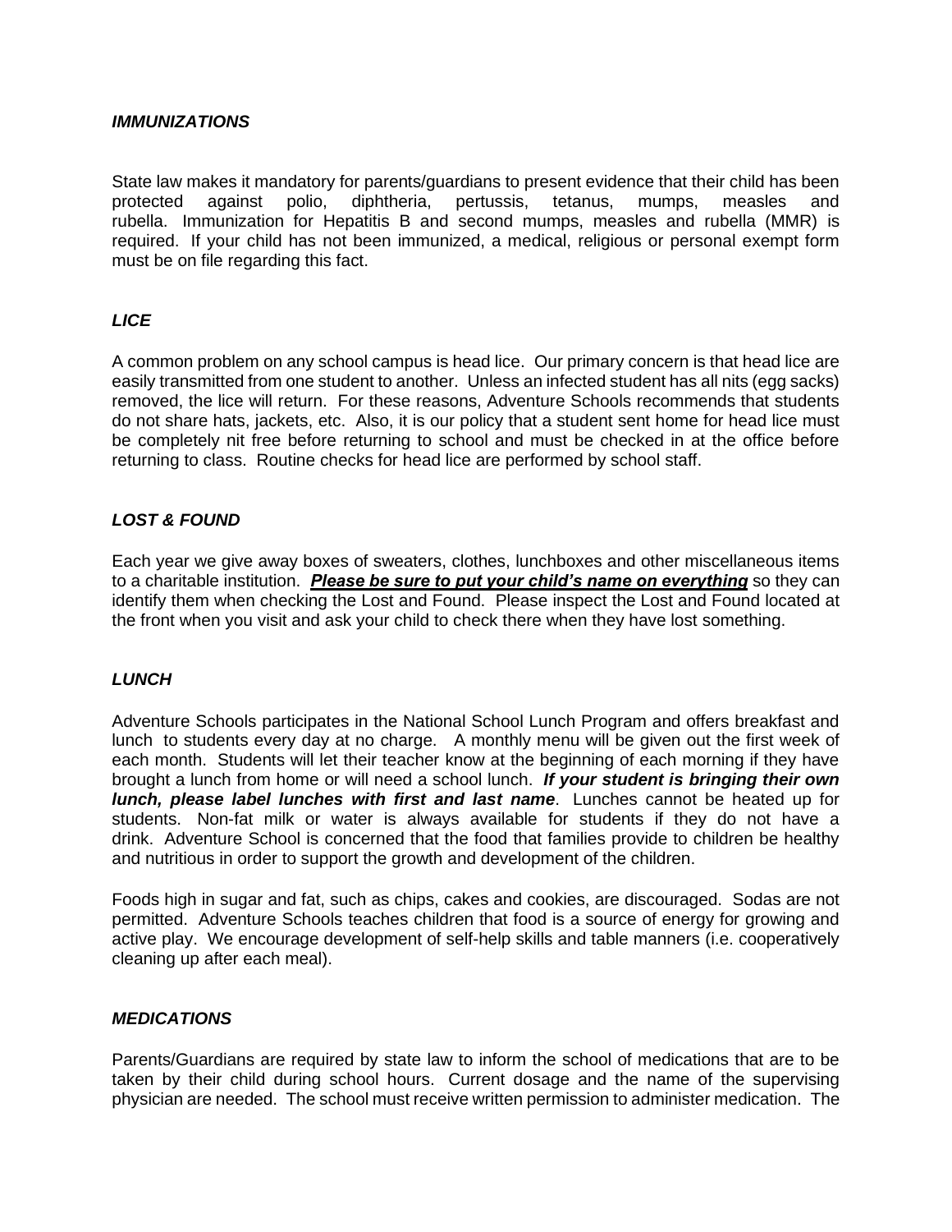### *IMMUNIZATIONS*

State law makes it mandatory for parents/guardians to present evidence that their child has been protected against polio, diphtheria, pertussis, tetanus, mumps, measles and rubella. Immunization for Hepatitis B and second mumps, measles and rubella (MMR) is required. If your child has not been immunized, a medical, religious or personal exempt form must be on file regarding this fact.

### *LICE*

A common problem on any school campus is head lice. Our primary concern is that head lice are easily transmitted from one student to another. Unless an infected student has all nits (egg sacks) removed, the lice will return. For these reasons, Adventure Schools recommends that students do not share hats, jackets, etc. Also, it is our policy that a student sent home for head lice must be completely nit free before returning to school and must be checked in at the office before returning to class. Routine checks for head lice are performed by school staff.

### *LOST & FOUND*

Each year we give away boxes of sweaters, clothes, lunchboxes and other miscellaneous items to a charitable institution. ***<u>Please be sure to put your child's name on everything</u>*** so they can identify them when checking the Lost and Found. Please inspect the Lost and Found located at the front when you visit and ask your child to check there when they have lost something.

### *LUNCH*

Adventure Schools participates in the National School Lunch Program and offers breakfast and lunch to students every day at no charge. A monthly menu will be given out the first week of each month. Students will let their teacher know at the beginning of each morning if they have brought a lunch from home or will need a school lunch. ***If your student is bringing their own lunch, please label lunches with first and last name***. Lunches cannot be heated up for students. Non-fat milk or water is always available for students if they do not have a drink. Adventure School is concerned that the food that families provide to children be healthy and nutritious in order to support the growth and development of the children.

Foods high in sugar and fat, such as chips, cakes and cookies, are discouraged. Sodas are not permitted. Adventure Schools teaches children that food is a source of energy for growing and active play. We encourage development of self-help skills and table manners (i.e. cooperatively cleaning up after each meal).

### *MEDICATIONS*

Parents/Guardians are required by state law to inform the school of medications that are to be taken by their child during school hours. Current dosage and the name of the supervising physician are needed. The school must receive written permission to administer medication. The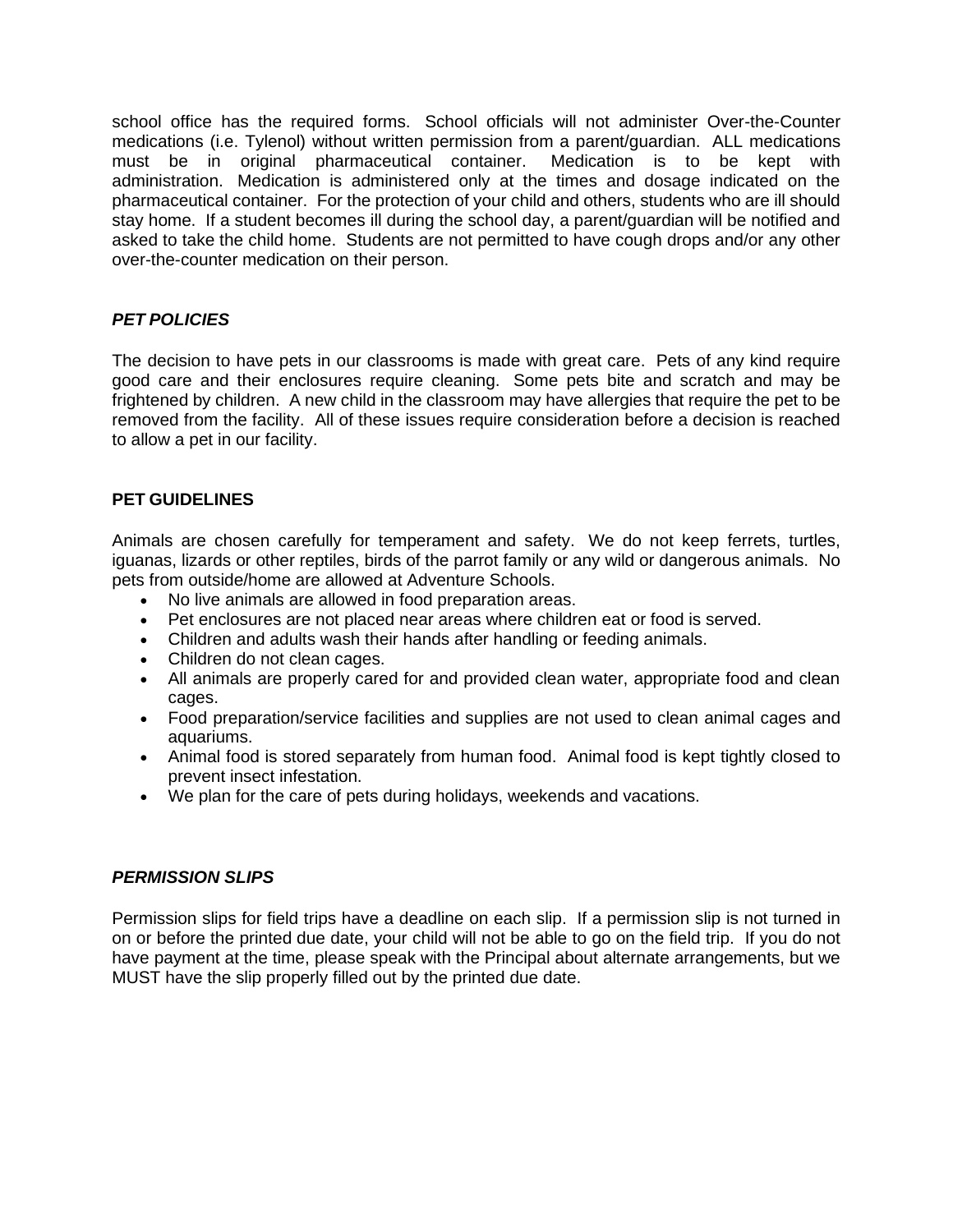school office has the required forms. School officials will not administer Over-the-Counter medications (i.e. Tylenol) without written permission from a parent/guardian. ALL medications must be in original pharmaceutical container. Medication is to be kept with administration. Medication is administered only at the times and dosage indicated on the pharmaceutical container. For the protection of your child and others, students who are ill should stay home. If a student becomes ill during the school day, a parent/guardian will be notified and asked to take the child home. Students are not permitted to have cough drops and/or any other over-the-counter medication on their person.

### *PET POLICIES*

The decision to have pets in our classrooms is made with great care. Pets of any kind require good care and their enclosures require cleaning. Some pets bite and scratch and may be frightened by children. A new child in the classroom may have allergies that require the pet to be removed from the facility. All of these issues require consideration before a decision is reached to allow a pet in our facility.

### PET GUIDELINES

Animals are chosen carefully for temperament and safety. We do not keep ferrets, turtles, iguanas, lizards or other reptiles, birds of the parrot family or any wild or dangerous animals. No pets from outside/home are allowed at Adventure Schools.

- No live animals are allowed in food preparation areas.
- Pet enclosures are not placed near areas where children eat or food is served.
- Children and adults wash their hands after handling or feeding animals.
- Children do not clean cages.
- All animals are properly cared for and provided clean water, appropriate food and clean cages.
- Food preparation/service facilities and supplies are not used to clean animal cages and aquariums.
- Animal food is stored separately from human food. Animal food is kept tightly closed to prevent insect infestation.
- We plan for the care of pets during holidays, weekends and vacations.

### *PERMISSION SLIPS*

Permission slips for field trips have a deadline on each slip. If a permission slip is not turned in on or before the printed due date, your child will not be able to go on the field trip. If you do not have payment at the time, please speak with the Principal about alternate arrangements, but we MUST have the slip properly filled out by the printed due date.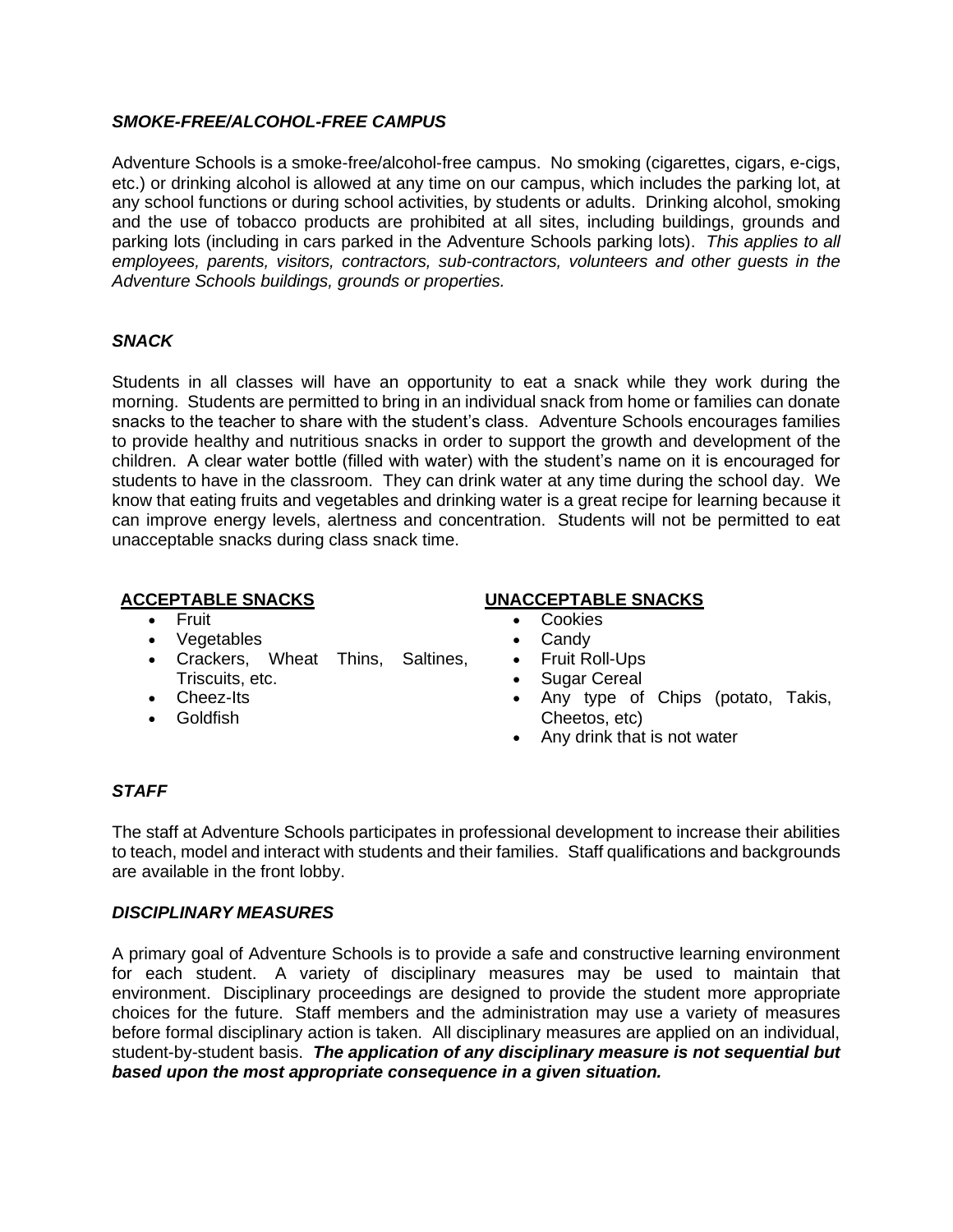### *SMOKE-FREE/ALCOHOL-FREE CAMPUS*

Adventure Schools is a smoke-free/alcohol-free campus. No smoking (cigarettes, cigars, e-cigs, etc.) or drinking alcohol is allowed at any time on our campus, which includes the parking lot, at any school functions or during school activities, by students or adults. Drinking alcohol, smoking and the use of tobacco products are prohibited at all sites, including buildings, grounds and parking lots (including in cars parked in the Adventure Schools parking lots). *This applies to all employees, parents, visitors, contractors, sub-contractors, volunteers and other guests in the Adventure Schools buildings, grounds or properties.*

### *SNACK*

Students in all classes will have an opportunity to eat a snack while they work during the morning. Students are permitted to bring in an individual snack from home or families can donate snacks to the teacher to share with the student's class. Adventure Schools encourages families to provide healthy and nutritious snacks in order to support the growth and development of the children. A clear water bottle (filled with water) with the student's name on it is encouraged for students to have in the classroom. They can drink water at any time during the school day. We know that eating fruits and vegetables and drinking water is a great recipe for learning because it can improve energy levels, alertness and concentration. Students will not be permitted to eat unacceptable snacks during class snack time.

**ACCEPTABLE SNACKS**

- Fruit
- Vegetables
- Crackers, Wheat Thins, Saltines, Triscuits, etc.
- Cheez-Its
- Goldfish

**UNACCEPTABLE SNACKS**

- Cookies
- Candy
- Fruit Roll-Ups
- Sugar Cereal
- Any type of Chips (potato, Takis, Cheetos, etc)
- Any drink that is not water

### *STAFF*

The staff at Adventure Schools participates in professional development to increase their abilities to teach, model and interact with students and their families. Staff qualifications and backgrounds are available in the front lobby.

### *DISCIPLINARY MEASURES*

A primary goal of Adventure Schools is to provide a safe and constructive learning environment for each student. A variety of disciplinary measures may be used to maintain that environment. Disciplinary proceedings are designed to provide the student more appropriate choices for the future. Staff members and the administration may use a variety of measures before formal disciplinary action is taken. All disciplinary measures are applied on an individual, student-by-student basis. ***The application of any disciplinary measure is not sequential but based upon the most appropriate consequence in a given situation.***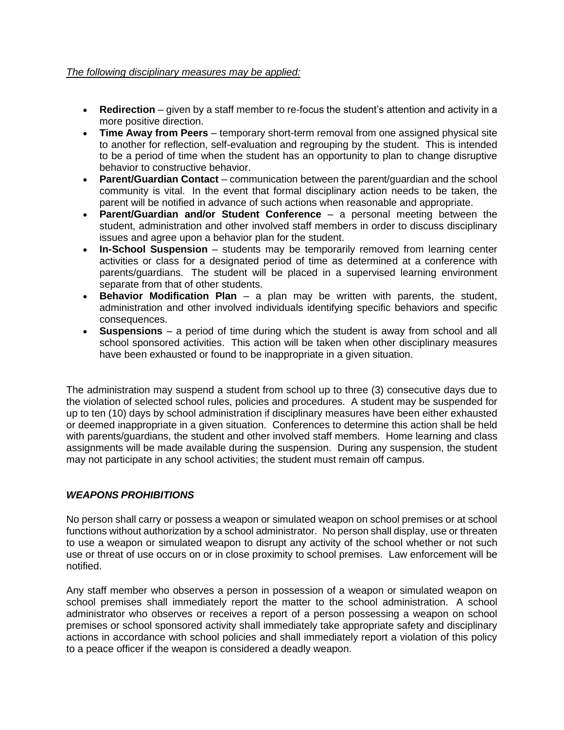*The following disciplinary measures may be applied:*

- **Redirection** – given by a staff member to re-focus the student's attention and activity in a more positive direction.
- **Time Away from Peers** – temporary short-term removal from one assigned physical site to another for reflection, self-evaluation and regrouping by the student. This is intended to be a period of time when the student has an opportunity to plan to change disruptive behavior to constructive behavior.
- **Parent/Guardian Contact** – communication between the parent/guardian and the school community is vital. In the event that formal disciplinary action needs to be taken, the parent will be notified in advance of such actions when reasonable and appropriate.
- **Parent/Guardian and/or Student Conference** – a personal meeting between the student, administration and other involved staff members in order to discuss disciplinary issues and agree upon a behavior plan for the student.
- **In-School Suspension** – students may be temporarily removed from learning center activities or class for a designated period of time as determined at a conference with parents/guardians. The student will be placed in a supervised learning environment separate from that of other students.
- **Behavior Modification Plan** – a plan may be written with parents, the student, administration and other involved individuals identifying specific behaviors and specific consequences.
- **Suspensions** – a period of time during which the student is away from school and all school sponsored activities. This action will be taken when other disciplinary measures have been exhausted or found to be inappropriate in a given situation.

The administration may suspend a student from school up to three (3) consecutive days due to the violation of selected school rules, policies and procedures. A student may be suspended for up to ten (10) days by school administration if disciplinary measures have been either exhausted or deemed inappropriate in a given situation. Conferences to determine this action shall be held with parents/guardians, the student and other involved staff members. Home learning and class assignments will be made available during the suspension. During any suspension, the student may not participate in any school activities; the student must remain off campus.

### ***WEAPONS PROHIBITIONS***

No person shall carry or possess a weapon or simulated weapon on school premises or at school functions without authorization by a school administrator. No person shall display, use or threaten to use a weapon or simulated weapon to disrupt any activity of the school whether or not such use or threat of use occurs on or in close proximity to school premises. Law enforcement will be notified.

Any staff member who observes a person in possession of a weapon or simulated weapon on school premises shall immediately report the matter to the school administration. A school administrator who observes or receives a report of a person possessing a weapon on school premises or school sponsored activity shall immediately take appropriate safety and disciplinary actions in accordance with school policies and shall immediately report a violation of this policy to a peace officer if the weapon is considered a deadly weapon.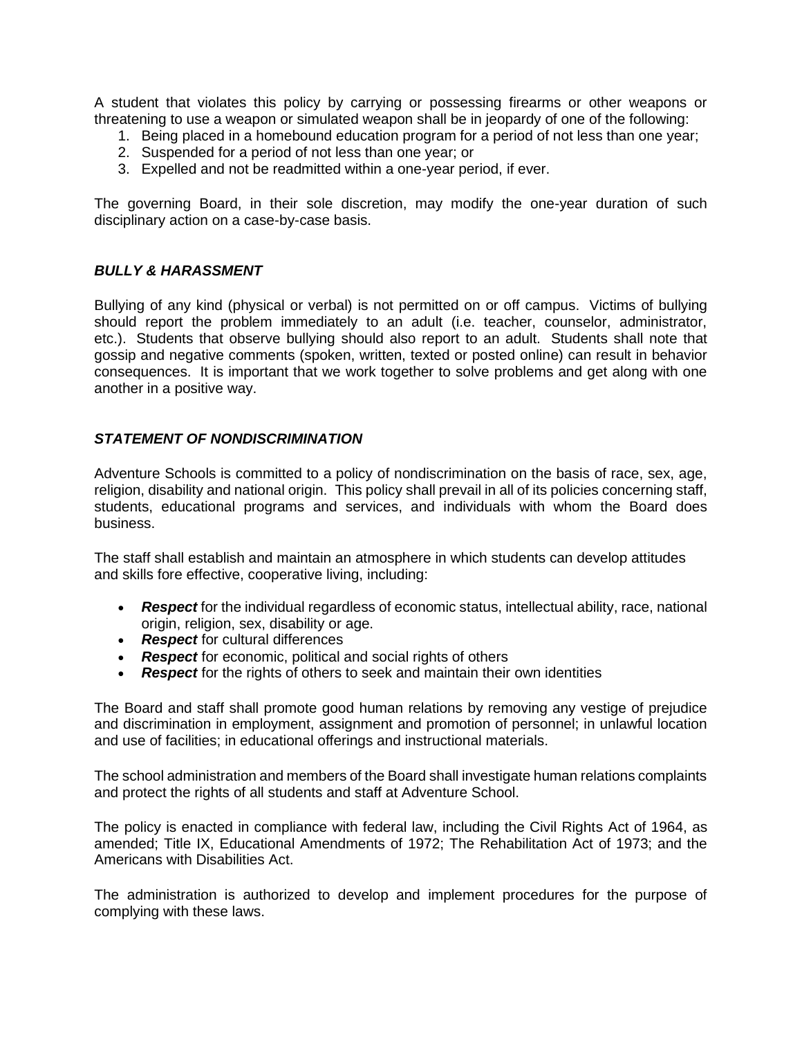A student that violates this policy by carrying or possessing firearms or other weapons or threatening to use a weapon or simulated weapon shall be in jeopardy of one of the following:

1. Being placed in a homebound education program for a period of not less than one year;
2. Suspended for a period of not less than one year; or
3. Expelled and not be readmitted within a one-year period, if ever.

The governing Board, in their sole discretion, may modify the one-year duration of such disciplinary action on a case-by-case basis.

### ***BULLY & HARASSMENT***

Bullying of any kind (physical or verbal) is not permitted on or off campus. Victims of bullying should report the problem immediately to an adult (i.e. teacher, counselor, administrator, etc.). Students that observe bullying should also report to an adult. Students shall note that gossip and negative comments (spoken, written, texted or posted online) can result in behavior consequences. It is important that we work together to solve problems and get along with one another in a positive way.

### ***STATEMENT OF NONDISCRIMINATION***

Adventure Schools is committed to a policy of nondiscrimination on the basis of race, sex, age, religion, disability and national origin. This policy shall prevail in all of its policies concerning staff, students, educational programs and services, and individuals with whom the Board does business.

The staff shall establish and maintain an atmosphere in which students can develop attitudes and skills fore effective, cooperative living, including:

- ***Respect*** for the individual regardless of economic status, intellectual ability, race, national origin, religion, sex, disability or age.
- ***Respect*** for cultural differences
- ***Respect*** for economic, political and social rights of others
- ***Respect*** for the rights of others to seek and maintain their own identities

The Board and staff shall promote good human relations by removing any vestige of prejudice and discrimination in employment, assignment and promotion of personnel; in unlawful location and use of facilities; in educational offerings and instructional materials.

The school administration and members of the Board shall investigate human relations complaints and protect the rights of all students and staff at Adventure School.

The policy is enacted in compliance with federal law, including the Civil Rights Act of 1964, as amended; Title IX, Educational Amendments of 1972; The Rehabilitation Act of 1973; and the Americans with Disabilities Act.

The administration is authorized to develop and implement procedures for the purpose of complying with these laws.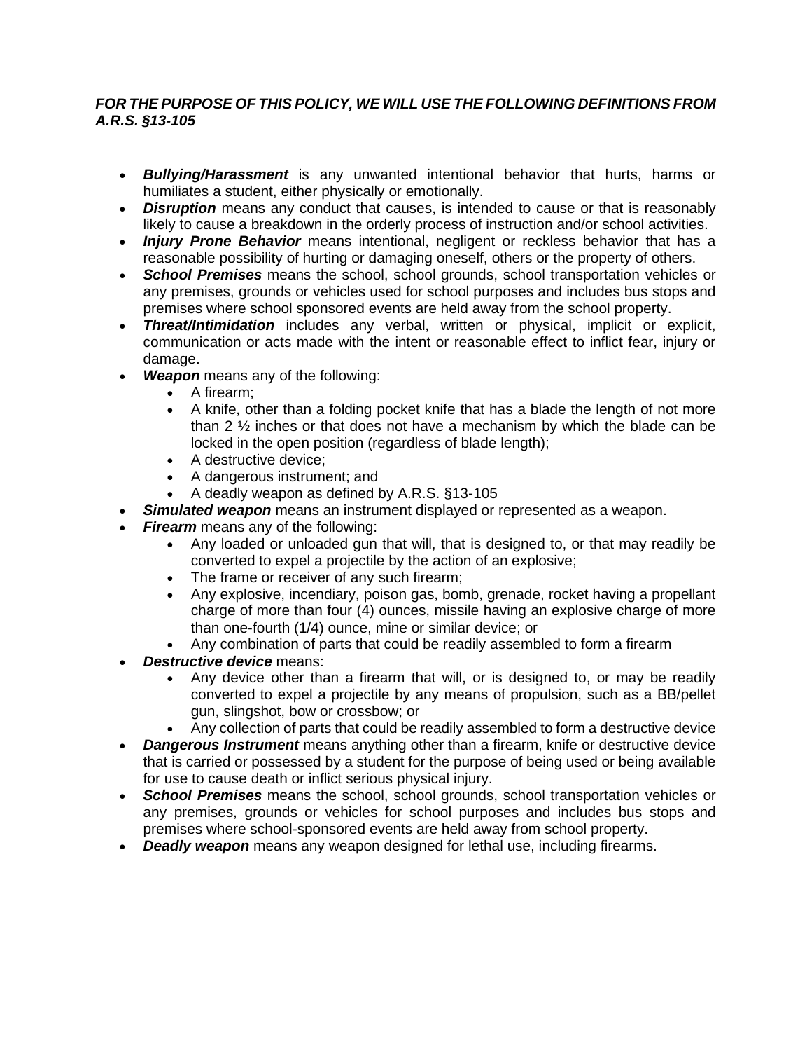***FOR THE PURPOSE OF THIS POLICY, WE WILL USE THE FOLLOWING DEFINITIONS FROM A.R.S. §13-105***

- ***Bullying/Harassment*** is any unwanted intentional behavior that hurts, harms or humiliates a student, either physically or emotionally.
- ***Disruption*** means any conduct that causes, is intended to cause or that is reasonably likely to cause a breakdown in the orderly process of instruction and/or school activities.
- ***Injury Prone Behavior*** means intentional, negligent or reckless behavior that has a reasonable possibility of hurting or damaging oneself, others or the property of others.
- ***School Premises*** means the school, school grounds, school transportation vehicles or any premises, grounds or vehicles used for school purposes and includes bus stops and premises where school sponsored events are held away from the school property.
- ***Threat/Intimidation*** includes any verbal, written or physical, implicit or explicit, communication or acts made with the intent or reasonable effect to inflict fear, injury or damage.
- ***Weapon*** means any of the following:
  - A firearm;
  - A knife, other than a folding pocket knife that has a blade the length of not more than 2 ½ inches or that does not have a mechanism by which the blade can be locked in the open position (regardless of blade length);
  - A destructive device;
  - A dangerous instrument; and
  - A deadly weapon as defined by A.R.S. §13-105
- ***Simulated weapon*** means an instrument displayed or represented as a weapon.
- ***Firearm*** means any of the following:
  - Any loaded or unloaded gun that will, that is designed to, or that may readily be converted to expel a projectile by the action of an explosive;
  - The frame or receiver of any such firearm;
  - Any explosive, incendiary, poison gas, bomb, grenade, rocket having a propellant charge of more than four (4) ounces, missile having an explosive charge of more than one-fourth (1/4) ounce, mine or similar device; or
  - Any combination of parts that could be readily assembled to form a firearm
- ***Destructive device*** means:
  - Any device other than a firearm that will, or is designed to, or may be readily converted to expel a projectile by any means of propulsion, such as a BB/pellet gun, slingshot, bow or crossbow; or
  - Any collection of parts that could be readily assembled to form a destructive device
- ***Dangerous Instrument*** means anything other than a firearm, knife or destructive device that is carried or possessed by a student for the purpose of being used or being available for use to cause death or inflict serious physical injury.
- ***School Premises*** means the school, school grounds, school transportation vehicles or any premises, grounds or vehicles for school purposes and includes bus stops and premises where school-sponsored events are held away from school property.
- ***Deadly weapon*** means any weapon designed for lethal use, including firearms.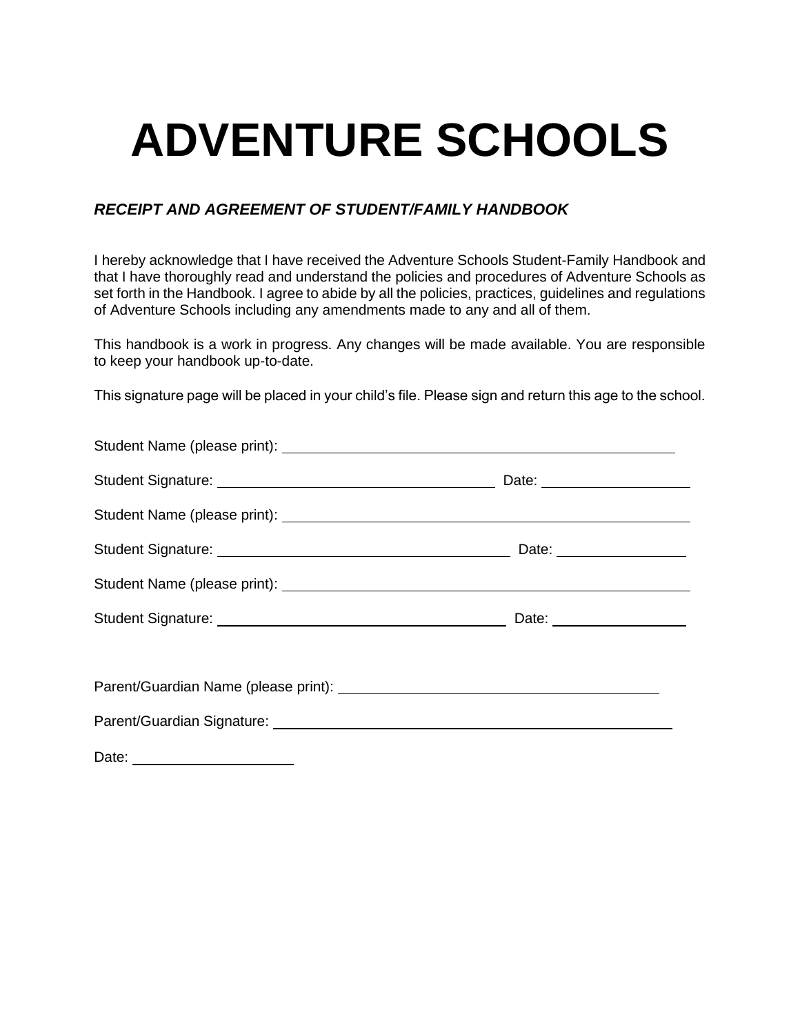# ADVENTURE SCHOOLS

***RECEIPT AND AGREEMENT OF STUDENT/FAMILY HANDBOOK***

I hereby acknowledge that I have received the Adventure Schools Student-Family Handbook and that I have thoroughly read and understand the policies and procedures of Adventure Schools as set forth in the Handbook. I agree to abide by all the policies, practices, guidelines and regulations of Adventure Schools including any amendments made to any and all of them.

This handbook is a work in progress. Any changes will be made available. You are responsible to keep your handbook up-to-date.

This signature page will be placed in your child's file. Please sign and return this age to the school.

Student Name (please print): ______________________________________________

Student Signature: ________________________________ Date: ________________

Student Name (please print): ______________________________________________

Student Signature: ________________________________ Date: ________________

Student Name (please print): ______________________________________________

Student Signature: ________________________________ Date: ________________

Parent/Guardian Name (please print): ______________________________________

Parent/Guardian Signature: ______________________________________________

Date: ____________________